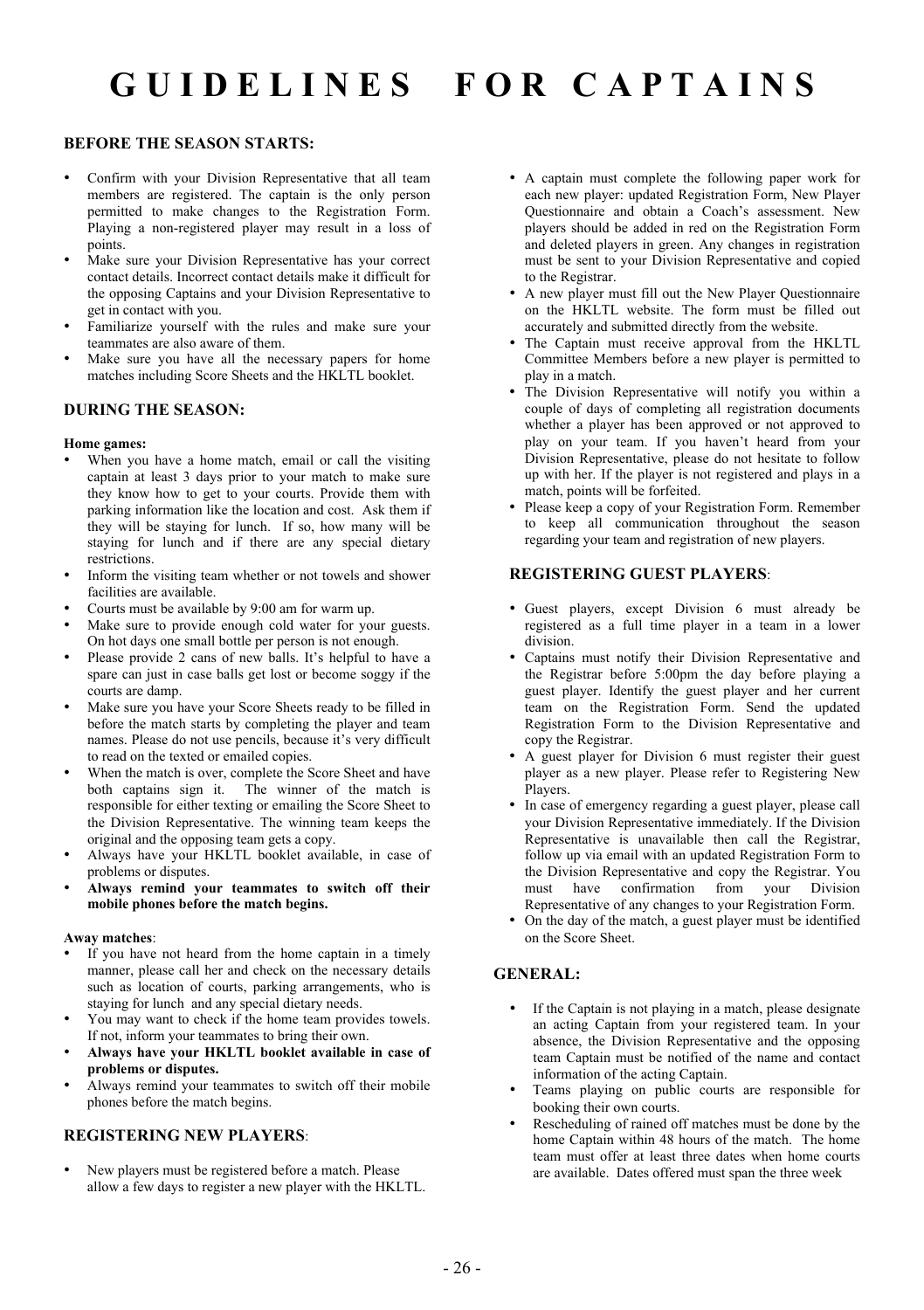# GUIDELINES FOR CAPTAINS

### BEFORE THE SEASON STARTS:

- Confirm with your Division Representative that all team members are registered. The captain is the only person permitted to make changes to the Registration Form. Playing a non-registered player may result in a loss of points.
- Make sure your Division Representative has your correct contact details. Incorrect contact details make it difficult for the opposing Captains and your Division Representative to get in contact with you.
- Familiarize yourself with the rules and make sure your teammates are also aware of them.
- Make sure you have all the necessary papers for home matches including Score Sheets and the HKLTL booklet.

### DURING THE SEASON:

**Home games:**

- When you have a home match, email or call the visiting captain at least 3 days prior to your match to make sure they know how to get to your courts. Provide them with parking information like the location and cost. Ask them if they will be staying for lunch. If so, how many will be staying for lunch and if there are any special dietary restrictions.
- Inform the visiting team whether or not towels and shower facilities are available.
- Courts must be available by 9:00 am for warm up.
- Make sure to provide enough cold water for your guests. On hot days one small bottle per person is not enough.
- Please provide 2 cans of new balls. It's helpful to have a spare can just in case balls get lost or become soggy if the courts are damp.
- Make sure you have your Score Sheets ready to be filled in before the match starts by completing the player and team names. Please do not use pencils, because it's very difficult to read on the texted or emailed copies.
- When the match is over, complete the Score Sheet and have both captains sign it. The winner of the match is responsible for either texting or emailing the Score Sheet to the Division Representative. The winning team keeps the original and the opposing team gets a copy.
- Always have your HKLTL booklet available, in case of problems or disputes.
- **Always remind your teammates to switch off their mobile phones before the match begins.**

**Away matches**:

- If you have not heard from the home captain in a timely manner, please call her and check on the necessary details such as location of courts, parking arrangements, who is staying for lunch and any special dietary needs.
- You may want to check if the home team provides towels. If not, inform your teammates to bring their own.
- **Always have your HKLTL booklet available in case of problems or disputes.**
- Always remind your teammates to switch off their mobile phones before the match begins.

### REGISTERING NEW PLAYERS:

- New players must be registered before a match. Please allow a few days to register a new player with the HKLTL.
- A captain must complete the following paper work for each new player: updated Registration Form, New Player Questionnaire and obtain a Coach's assessment. New players should be added in red on the Registration Form and deleted players in green. Any changes in registration must be sent to your Division Representative and copied to the Registrar.
- A new player must fill out the New Player Questionnaire on the HKLTL website. The form must be filled out accurately and submitted directly from the website.
- The Captain must receive approval from the HKLTL Committee Members before a new player is permitted to play in a match.
- The Division Representative will notify you within a couple of days of completing all registration documents whether a player has been approved or not approved to play on your team. If you haven't heard from your Division Representative, please do not hesitate to follow up with her. If the player is not registered and plays in a match, points will be forfeited.
- Please keep a copy of your Registration Form. Remember to keep all communication throughout the season regarding your team and registration of new players.

### REGISTERING GUEST PLAYERS:

- Guest players, except Division 6 must already be registered as a full time player in a team in a lower division.
- Captains must notify their Division Representative and the Registrar before 5:00pm the day before playing a guest player. Identify the guest player and her current team on the Registration Form. Send the updated Registration Form to the Division Representative and copy the Registrar.
- A guest player for Division 6 must register their guest player as a new player. Please refer to Registering New Players.
- In case of emergency regarding a guest player, please call your Division Representative immediately. If the Division Representative is unavailable then call the Registrar, follow up via email with an updated Registration Form to the Division Representative and copy the Registrar. You must have confirmation from your Division Representative of any changes to your Registration Form.
- On the day of the match, a guest player must be identified on the Score Sheet.

### GENERAL:

- If the Captain is not playing in a match, please designate an acting Captain from your registered team. In your absence, the Division Representative and the opposing team Captain must be notified of the name and contact information of the acting Captain.
- Teams playing on public courts are responsible for booking their own courts.
- Rescheduling of rained off matches must be done by the home Captain within 48 hours of the match. The home team must offer at least three dates when home courts are available. Dates offered must span the three week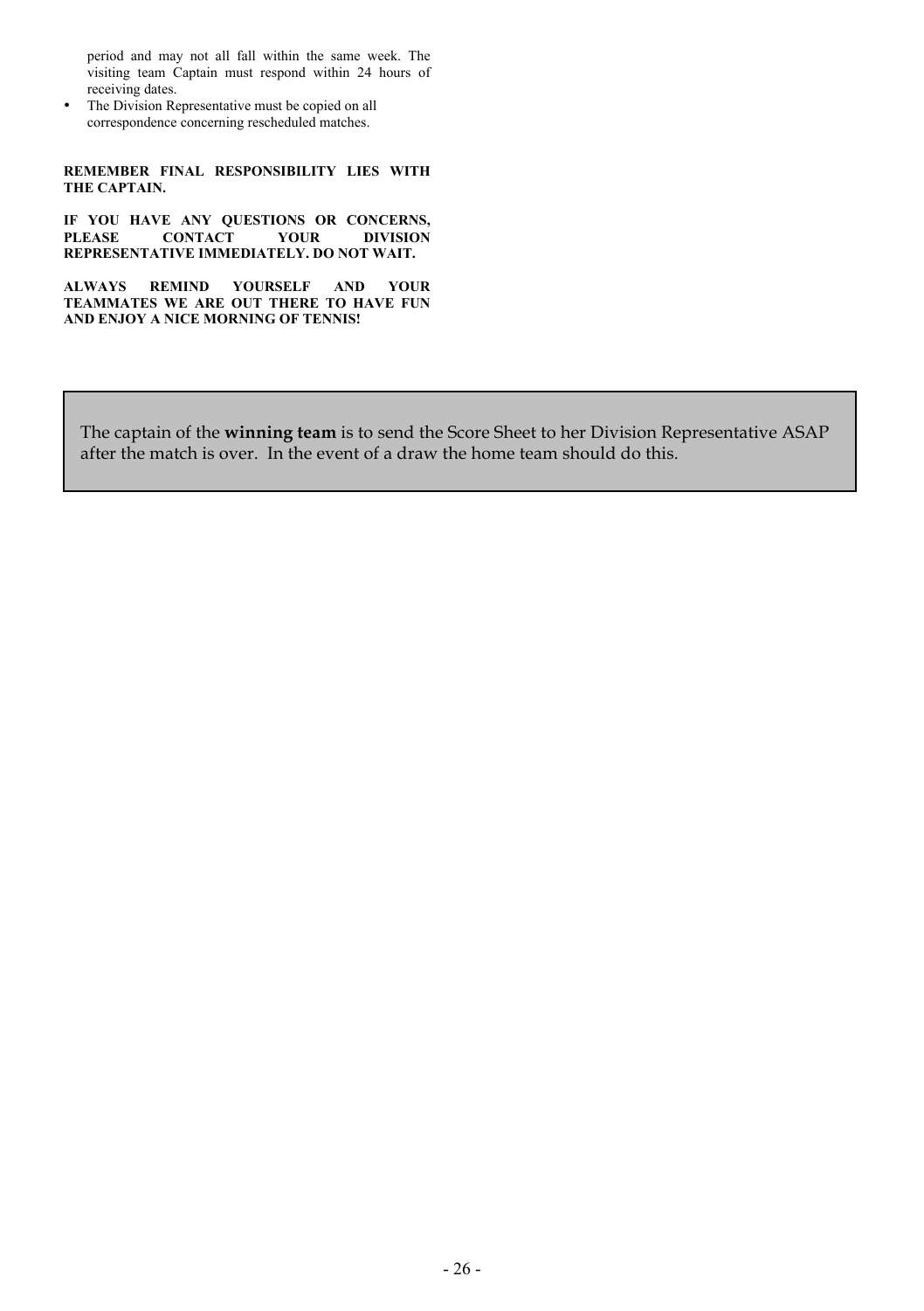period and may not all fall within the same week. The visiting team Captain must respond within 24 hours of receiving dates.

- The Division Representative must be copied on all correspondence concerning rescheduled matches.

**REMEMBER FINAL RESPONSIBILITY LIES WITH THE CAPTAIN.**

**IF YOU HAVE ANY QUESTIONS OR CONCERNS, PLEASE CONTACT YOUR DIVISION REPRESENTATIVE IMMEDIATELY. DO NOT WAIT.**

**ALWAYS REMIND YOURSELF AND YOUR TEAMMATES WE ARE OUT THERE TO HAVE FUN AND ENJOY A NICE MORNING OF TENNIS!**

The captain of the **winning team** is to send the Score Sheet to her Division Representative ASAP after the match is over. In the event of a draw the home team should do this.